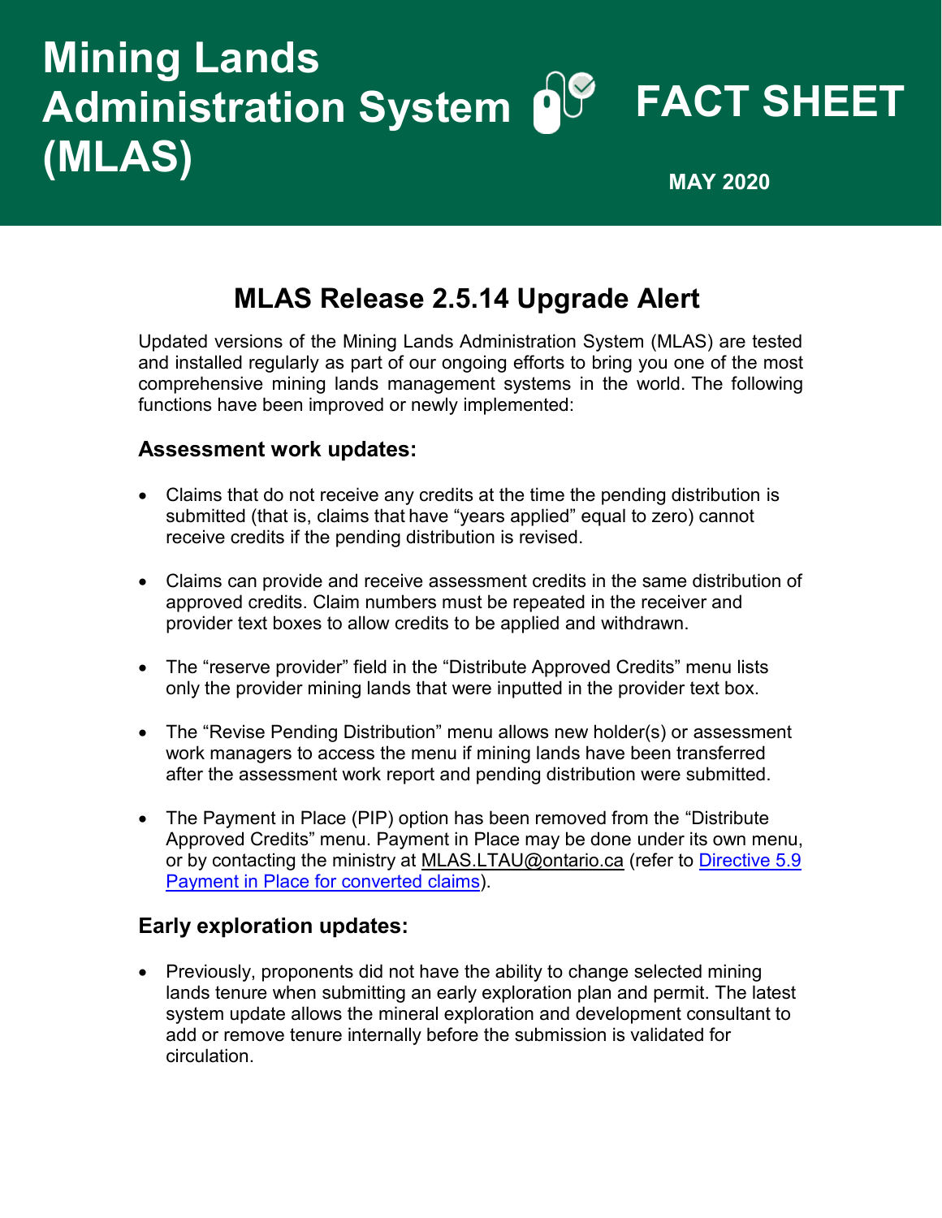# Mining Lands Administration System (MLAS)

# FACT SHEET

**MAY 2020**

## MLAS Release 2.5.14 Upgrade Alert

Updated versions of the Mining Lands Administration System (MLAS) are tested and installed regularly as part of our ongoing efforts to bring you one of the most comprehensive mining lands management systems in the world. The following functions have been improved or newly implemented:

### Assessment work updates:

- Claims that do not receive any credits at the time the pending distribution is submitted (that is, claims that have "years applied" equal to zero) cannot receive credits if the pending distribution is revised.
- Claims can provide and receive assessment credits in the same distribution of approved credits. Claim numbers must be repeated in the receiver and provider text boxes to allow credits to be applied and withdrawn.
- The "reserve provider" field in the "Distribute Approved Credits" menu lists only the provider mining lands that were inputted in the provider text box.
- The "Revise Pending Distribution" menu allows new holder(s) or assessment work managers to access the menu if mining lands have been transferred after the assessment work report and pending distribution were submitted.
- The Payment in Place (PIP) option has been removed from the "Distribute Approved Credits" menu. Payment in Place may be done under its own menu, or by contacting the ministry at MLAS.LTAU@ontario.ca (refer to Directive 5.9 Payment in Place for converted claims).

### Early exploration updates:

- Previously, proponents did not have the ability to change selected mining lands tenure when submitting an early exploration plan and permit. The latest system update allows the mineral exploration and development consultant to add or remove tenure internally before the submission is validated for circulation.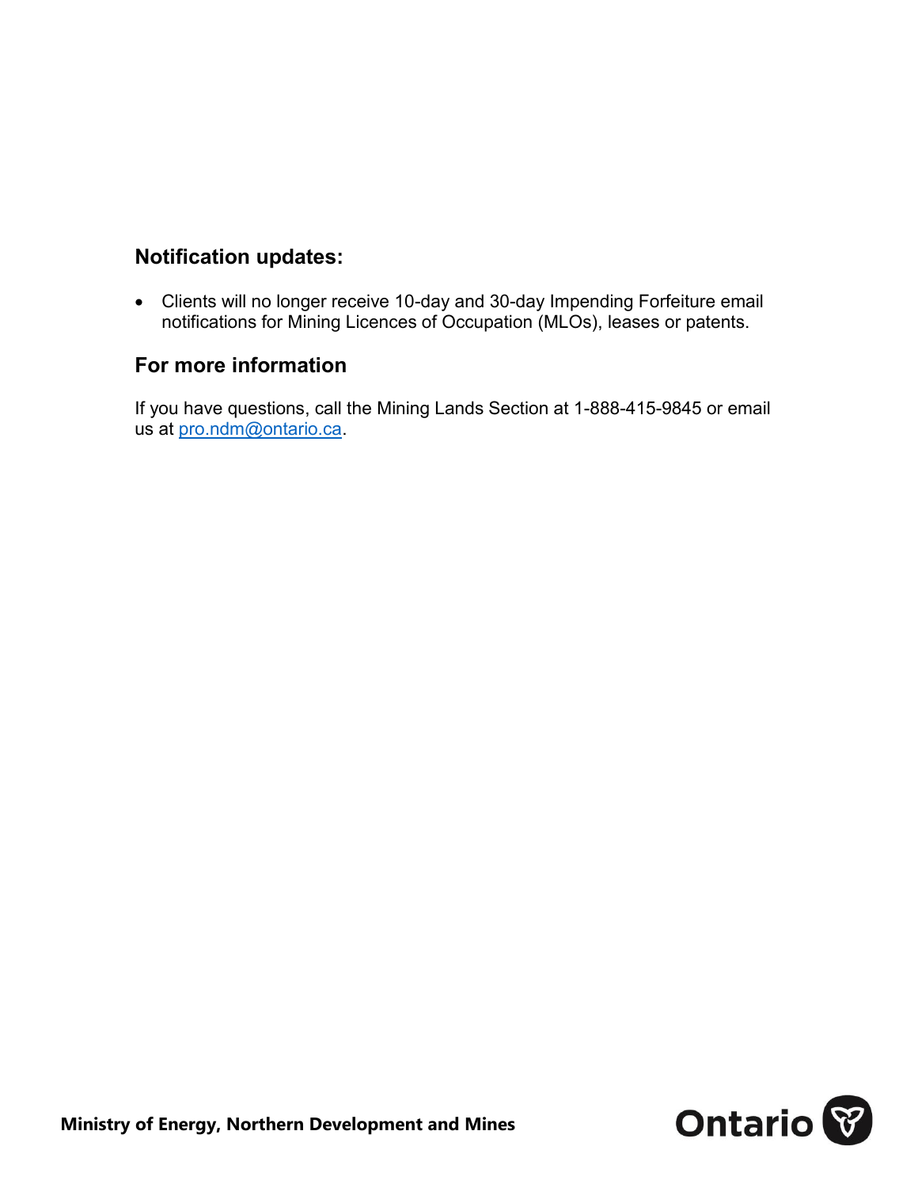## Notification updates:

- Clients will no longer receive 10-day and 30-day Impending Forfeiture email notifications for Mining Licences of Occupation (MLOs), leases or patents.

## For more information

If you have questions, call the Mining Lands Section at 1-888-415-9845 or email us at pro.ndm@ontario.ca.